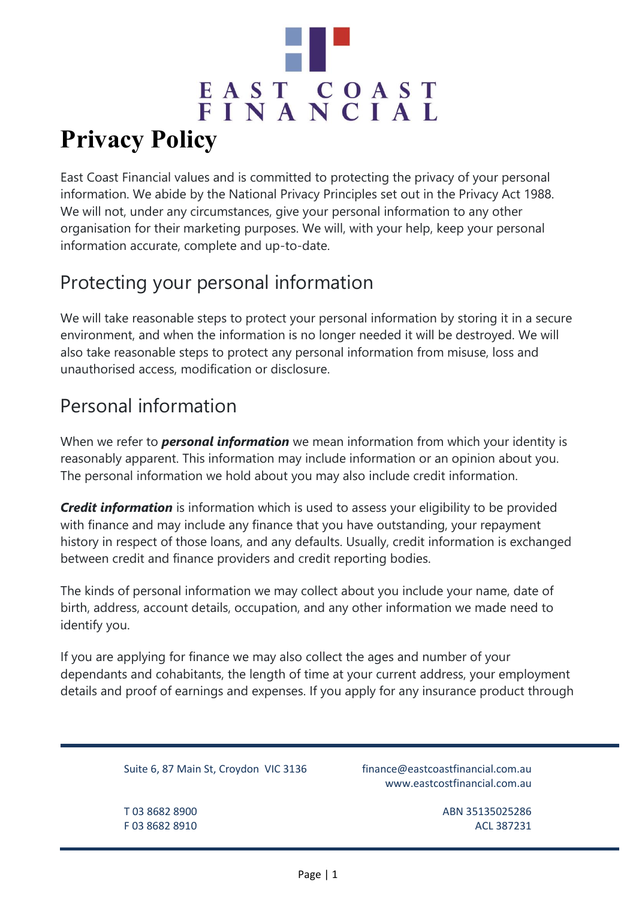# Privacy Policy

East Coast Financial values and is committed to protecting the privacy of your personal information. We abide by the National Privacy Principles set out in the Privacy Act 1988. We will not, under any circumstances, give your personal information to any other organisation for their marketing purposes. We will, with your help, keep your personal information accurate, complete and up-to-date.

## Protecting your personal information

We will take reasonable steps to protect your personal information by storing it in a secure environment, and when the information is no longer needed it will be destroyed. We will also take reasonable steps to protect any personal information from misuse, loss and unauthorised access, modification or disclosure.

## Personal information

When we refer to ***personal information*** we mean information from which your identity is reasonably apparent. This information may include information or an opinion about you. The personal information we hold about you may also include credit information.

***Credit information*** is information which is used to assess your eligibility to be provided with finance and may include any finance that you have outstanding, your repayment history in respect of those loans, and any defaults. Usually, credit information is exchanged between credit and finance providers and credit reporting bodies.

The kinds of personal information we may collect about you include your name, date of birth, address, account details, occupation, and any other information we made need to identify you.

If you are applying for finance we may also collect the ages and number of your dependants and cohabitants, the length of time at your current address, your employment details and proof of earnings and expenses. If you apply for any insurance product through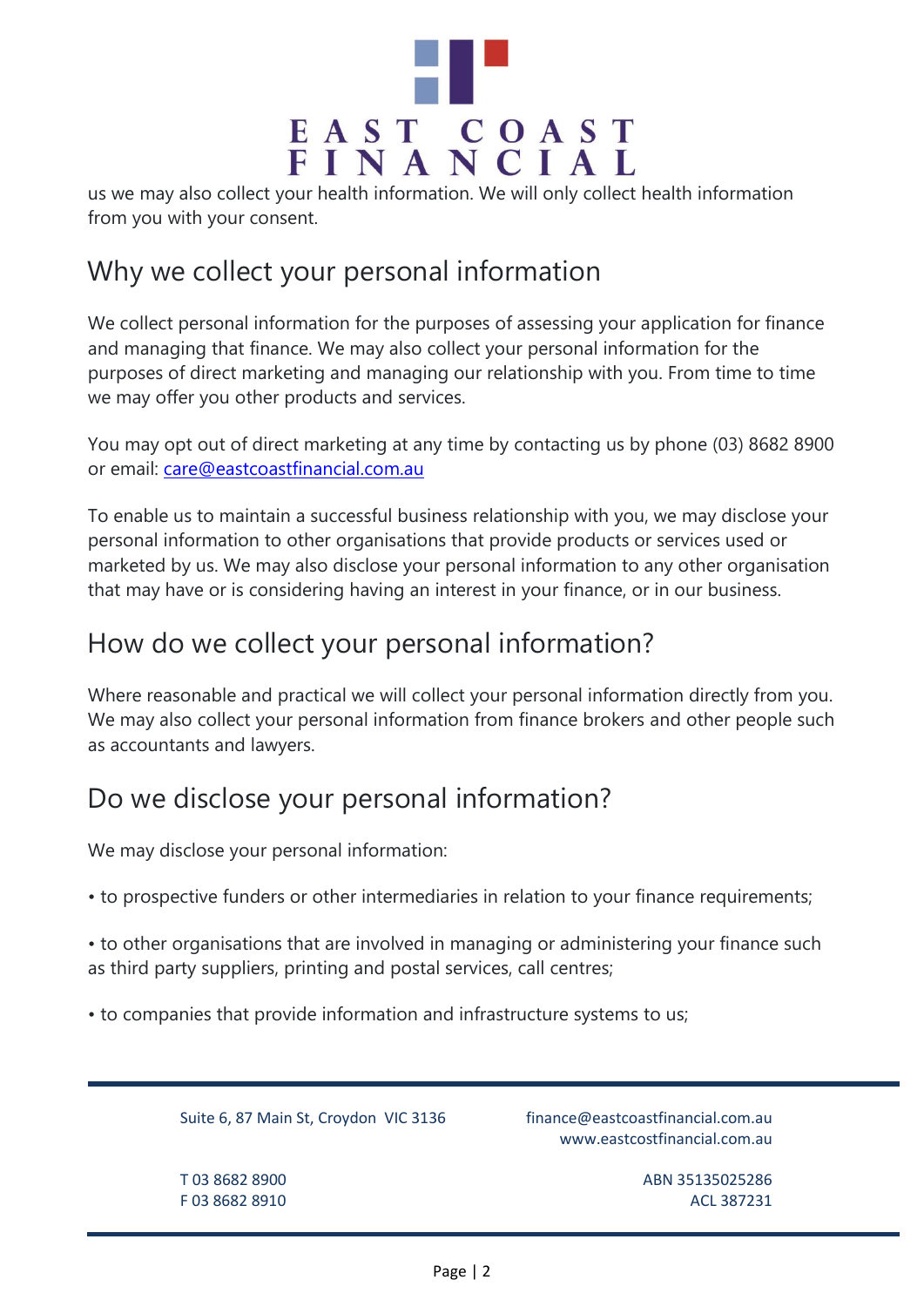us we may also collect your health information. We will only collect health information from you with your consent.

## Why we collect your personal information

We collect personal information for the purposes of assessing your application for finance and managing that finance. We may also collect your personal information for the purposes of direct marketing and managing our relationship with you. From time to time we may offer you other products and services.

You may opt out of direct marketing at any time by contacting us by phone (03) 8682 8900 or email: care@eastcoastfinancial.com.au

To enable us to maintain a successful business relationship with you, we may disclose your personal information to other organisations that provide products or services used or marketed by us. We may also disclose your personal information to any other organisation that may have or is considering having an interest in your finance, or in our business.

## How do we collect your personal information?

Where reasonable and practical we will collect your personal information directly from you. We may also collect your personal information from finance brokers and other people such as accountants and lawyers.

## Do we disclose your personal information?

We may disclose your personal information:

- to prospective funders or other intermediaries in relation to your finance requirements;
- to other organisations that are involved in managing or administering your finance such as third party suppliers, printing and postal services, call centres;
- to companies that provide information and infrastructure systems to us;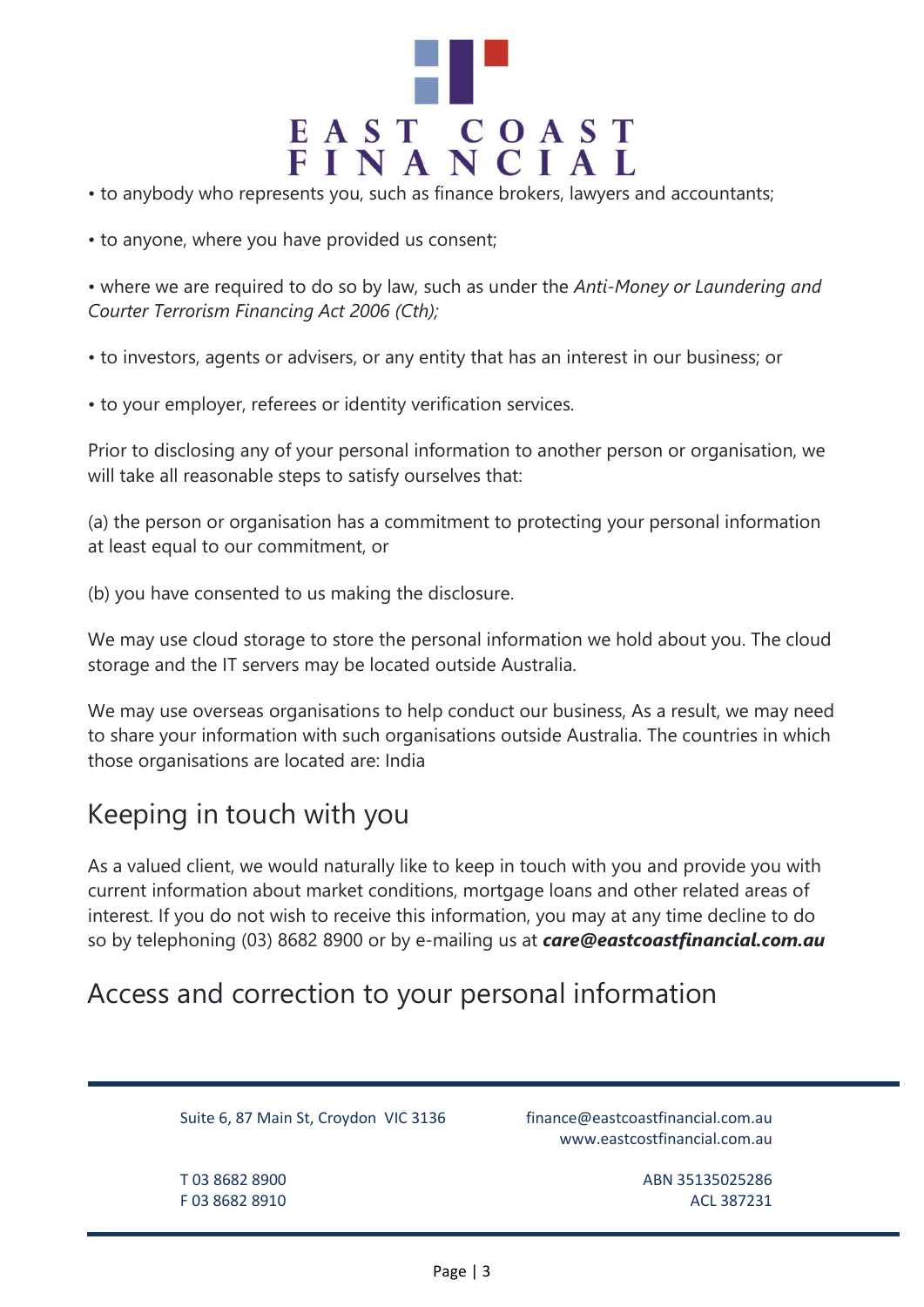- to anybody who represents you, such as finance brokers, lawyers and accountants;
- to anyone, where you have provided us consent;
- where we are required to do so by law, such as under the *Anti-Money or Laundering and Courter Terrorism Financing Act 2006 (Cth);*
- to investors, agents or advisers, or any entity that has an interest in our business; or
- to your employer, referees or identity verification services.

Prior to disclosing any of your personal information to another person or organisation, we will take all reasonable steps to satisfy ourselves that:

(a) the person or organisation has a commitment to protecting your personal information at least equal to our commitment, or

(b) you have consented to us making the disclosure.

We may use cloud storage to store the personal information we hold about you. The cloud storage and the IT servers may be located outside Australia.

We may use overseas organisations to help conduct our business, As a result, we may need to share your information with such organisations outside Australia. The countries in which those organisations are located are: India

## Keeping in touch with you

As a valued client, we would naturally like to keep in touch with you and provide you with current information about market conditions, mortgage loans and other related areas of interest. If you do not wish to receive this information, you may at any time decline to do so by telephoning (03) 8682 8900 or by e-mailing us at ***care@eastcoastfinancial.com.au***

## Access and correction to your personal information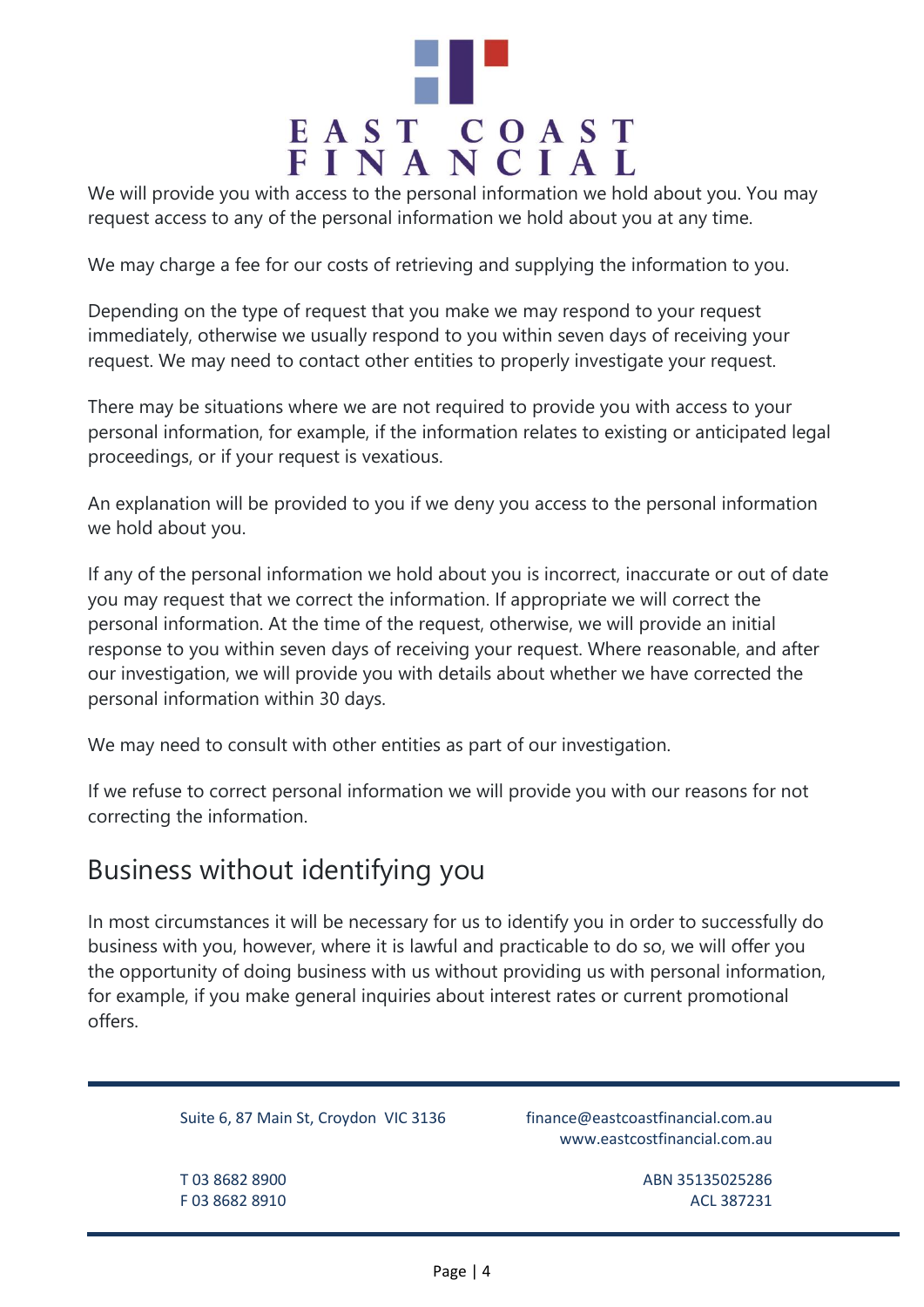We will provide you with access to the personal information we hold about you. You may request access to any of the personal information we hold about you at any time.

We may charge a fee for our costs of retrieving and supplying the information to you.

Depending on the type of request that you make we may respond to your request immediately, otherwise we usually respond to you within seven days of receiving your request. We may need to contact other entities to properly investigate your request.

There may be situations where we are not required to provide you with access to your personal information, for example, if the information relates to existing or anticipated legal proceedings, or if your request is vexatious.

An explanation will be provided to you if we deny you access to the personal information we hold about you.

If any of the personal information we hold about you is incorrect, inaccurate or out of date you may request that we correct the information. If appropriate we will correct the personal information. At the time of the request, otherwise, we will provide an initial response to you within seven days of receiving your request. Where reasonable, and after our investigation, we will provide you with details about whether we have corrected the personal information within 30 days.

We may need to consult with other entities as part of our investigation.

If we refuse to correct personal information we will provide you with our reasons for not correcting the information.

## Business without identifying you

In most circumstances it will be necessary for us to identify you in order to successfully do business with you, however, where it is lawful and practicable to do so, we will offer you the opportunity of doing business with us without providing us with personal information, for example, if you make general inquiries about interest rates or current promotional offers.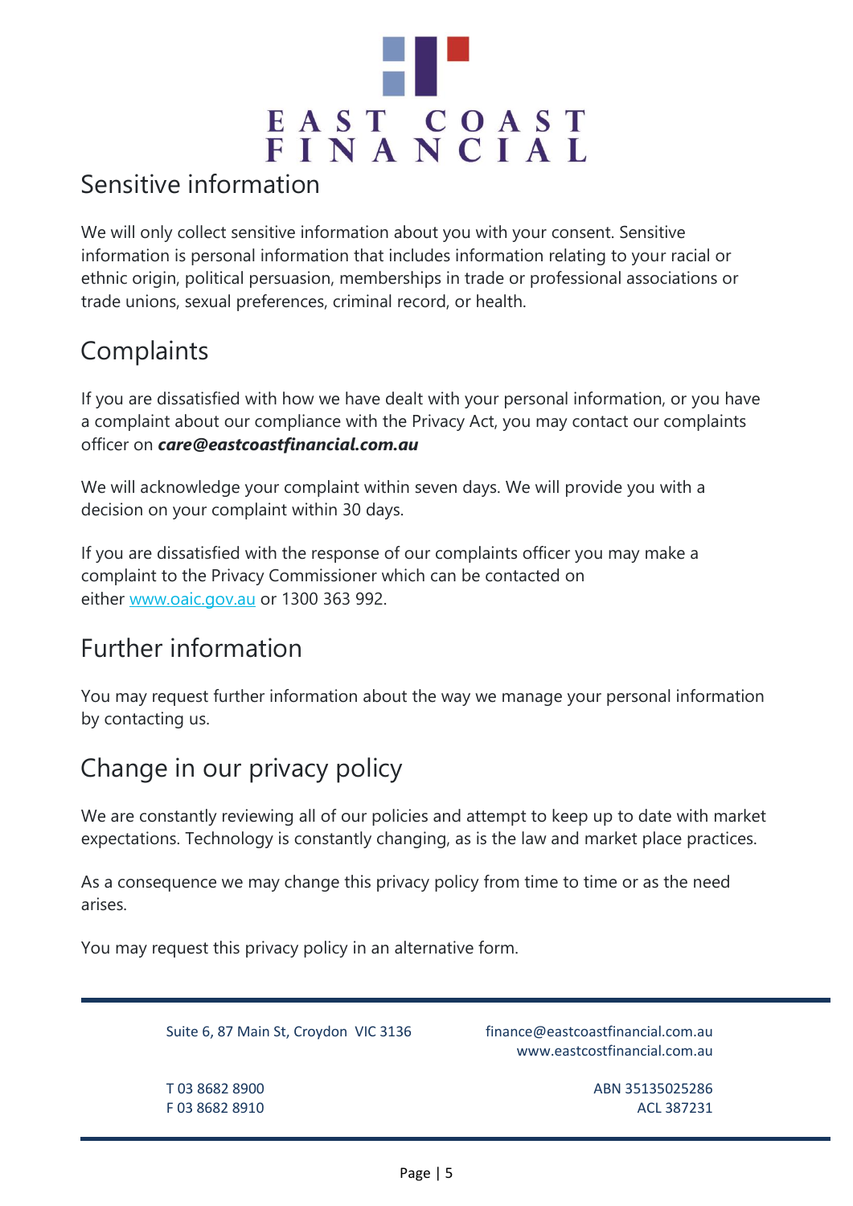## Sensitive information

We will only collect sensitive information about you with your consent. Sensitive information is personal information that includes information relating to your racial or ethnic origin, political persuasion, memberships in trade or professional associations or trade unions, sexual preferences, criminal record, or health.

## Complaints

If you are dissatisfied with how we have dealt with your personal information, or you have a complaint about our compliance with the Privacy Act, you may contact our complaints officer on ***care@eastcoastfinancial.com.au***

We will acknowledge your complaint within seven days. We will provide you with a decision on your complaint within 30 days.

If you are dissatisfied with the response of our complaints officer you may make a complaint to the Privacy Commissioner which can be contacted on either [www.oaic.gov.au](http://www.oaic.gov.au) or 1300 363 992.

## Further information

You may request further information about the way we manage your personal information by contacting us.

## Change in our privacy policy

We are constantly reviewing all of our policies and attempt to keep up to date with market expectations. Technology is constantly changing, as is the law and market place practices.

As a consequence we may change this privacy policy from time to time or as the need arises.

You may request this privacy policy in an alternative form.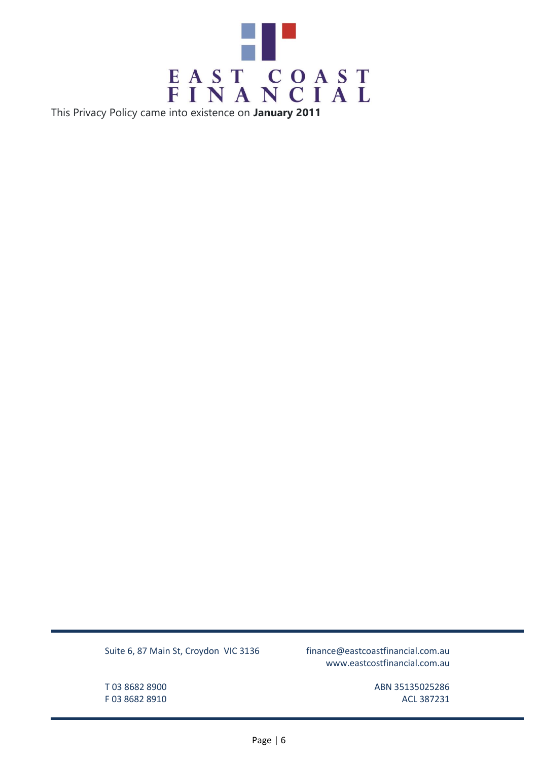This Privacy Policy came into existence on **January 2011**